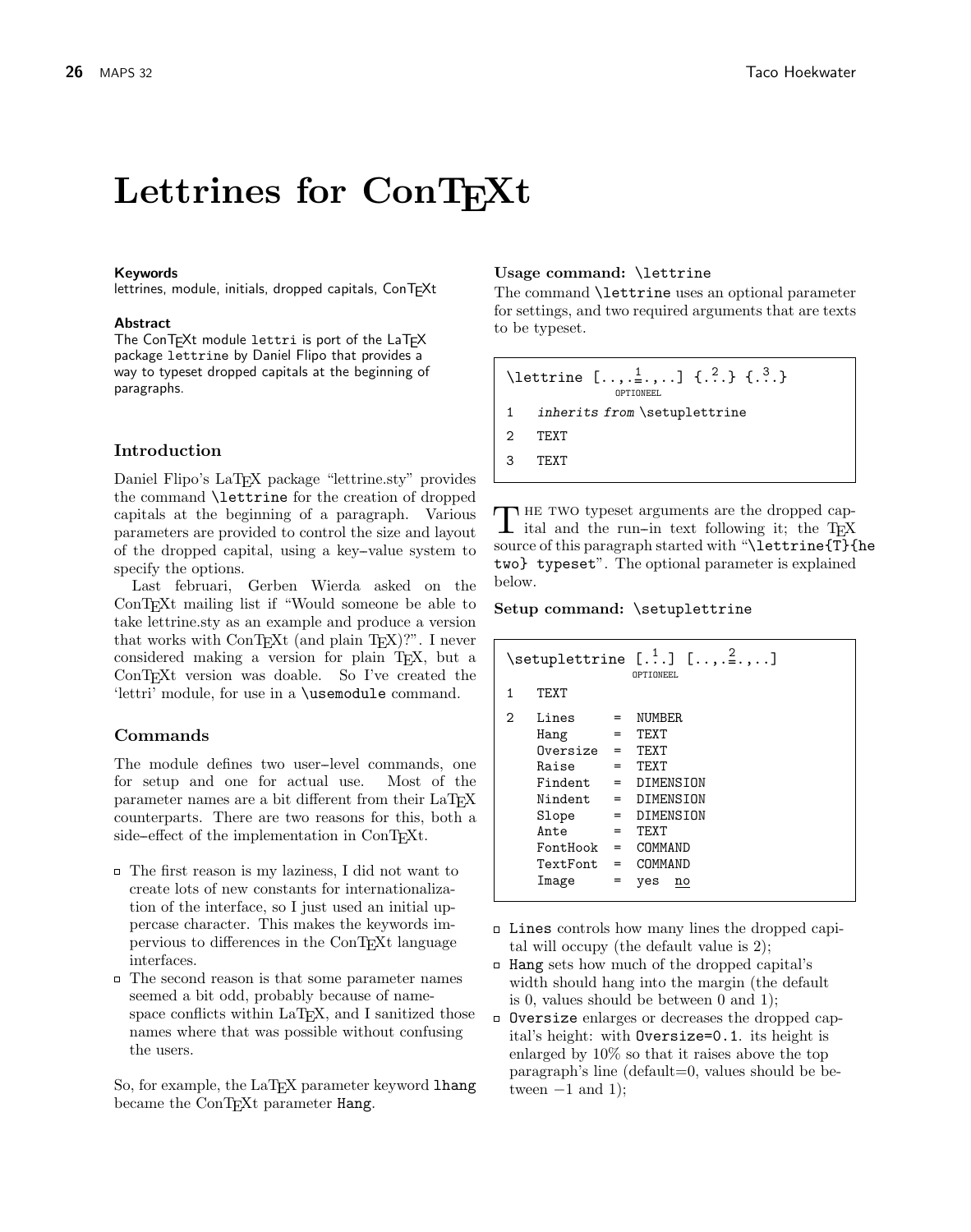# Lettrines for ConTEXt

**Keywords**
lettrines, module, initials, dropped capitals, ConTEXt

**Abstract**
The ConTEXt module `lettri` is port of the LaTEX package `lettrine` by Daniel Flipo that provides a way to typeset dropped capitals at the beginning of paragraphs.

## Introduction

Daniel Flipo's LaTEX package "lettrine.sty" provides the command `\lettrine` for the creation of dropped capitals at the beginning of a paragraph. Various parameters are provided to control the size and layout of the dropped capital, using a key–value system to specify the options.

Last februari, Gerben Wierda asked on the ConTEXt mailing list if "Would someone be able to take lettrine.sty as an example and produce a version that works with ConTEXt (and plain TEX)?". I never considered making a version for plain TEX, but a ConTEXt version was doable. So I've created the 'lettri' module, for use in a `\usemodule` command.

## Commands

The module defines two user–level commands, one for setup and one for actual use. Most of the parameter names are a bit different from their LaTEX counterparts. There are two reasons for this, both a side–effect of the implementation in ConTEXt.

- The first reason is my laziness, I did not want to create lots of new constants for internationalization of the interface, so I just used an initial uppercase character. This makes the keywords impervious to differences in the ConTEXt language interfaces.
- The second reason is that some parameter names seemed a bit odd, probably because of namespace conflicts within LaTEX, and I sanitized those names where that was possible without confusing the users.

So, for example, the LaTEX parameter keyword `lhang` became the ConTEXt parameter `Hang`.

### Usage command: `\lettrine`

The command `\lettrine` uses an optional parameter for settings, and two required arguments that are texts to be typeset.

```
\lettrine [..,.=.,..] {...} {...}
              1         2     3
           OPTIONEEL
1   inherits from \setuplettrine
2   TEXT
3   TEXT
```

THE TWO typeset arguments are the dropped capital and the run–in text following it; the TEX source of this paragraph started with "`\lettrine{T}{he two} typeset`". The optional parameter is explained below.

### Setup command: `\setuplettrine`

```
\setuplettrine [...] [..,.=.,..]
                 1       2
             OPTIONEEL
1   TEXT
2   Lines     =  NUMBER
    Hang      =  TEXT
    Oversize  =  TEXT
    Raise     =  TEXT
    Findent   =  DIMENSION
    Nindent   =  DIMENSION
    Slope     =  DIMENSION
    Ante      =  TEXT
    FontHook  =  COMMAND
    TextFont  =  COMMAND
    Image     =  yes  no
```

- `Lines` controls how many lines the dropped capital will occupy (the default value is 2);
- `Hang` sets how much of the dropped capital's width should hang into the margin (the default is 0, values should be between 0 and 1);
- `Oversize` enlarges or decreases the dropped capital's height: with `Oversize=0.1`. its height is enlarged by 10% so that it raises above the top paragraph's line (default=0, values should be between −1 and 1);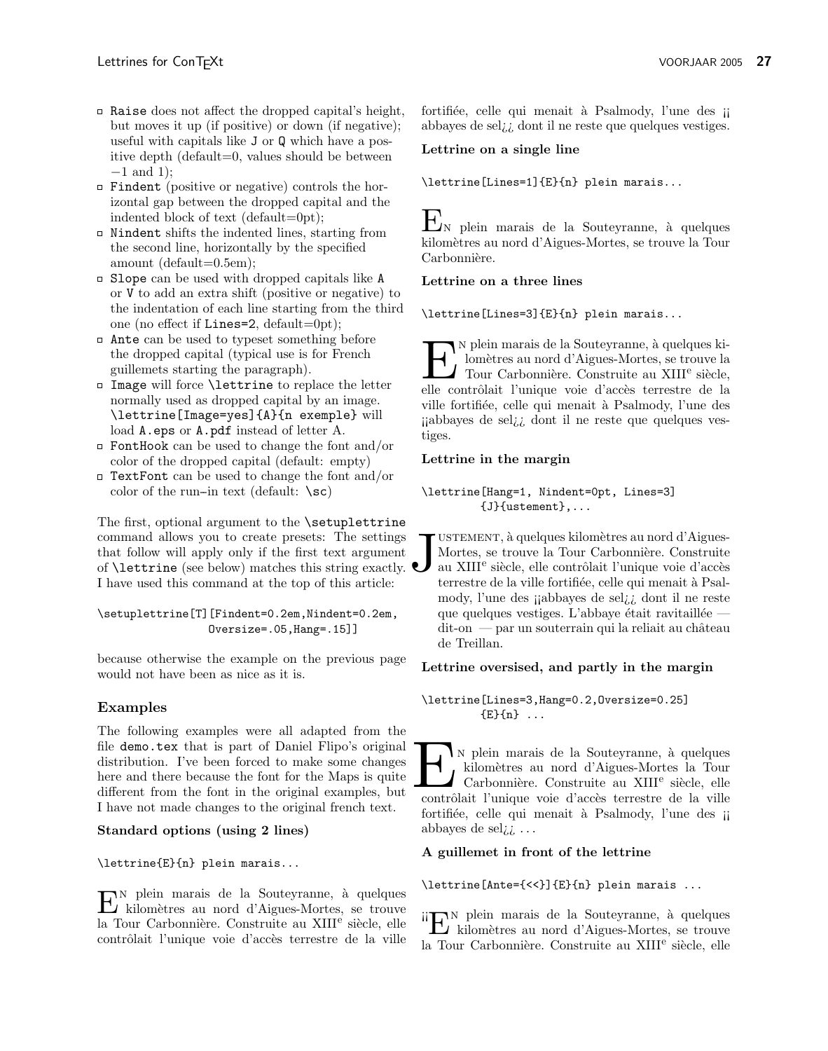- Raise does not affect the dropped capital's height, but moves it up (if positive) or down (if negative); useful with capitals like J or Q which have a positive depth (default=0, values should be between −1 and 1);
- Findent (positive or negative) controls the horizontal gap between the dropped capital and the indented block of text (default=0pt);
- Nindent shifts the indented lines, starting from the second line, horizontally by the specified amount (default=0.5em);
- Slope can be used with dropped capitals like A or V to add an extra shift (positive or negative) to the indentation of each line starting from the third one (no effect if Lines=2, default=0pt);
- Ante can be used to typeset something before the dropped capital (typical use is for French guillemets starting the paragraph).
- Image will force \lettrine to replace the letter normally used as dropped capital by an image. \lettrine[Image=yes]{A}{n exemple} will load A.eps or A.pdf instead of letter A.
- FontHook can be used to change the font and/or color of the dropped capital (default: empty)
- TextFont can be used to change the font and/or color of the run–in text (default: \sc)

The first, optional argument to the \setuplettrine command allows you to create presets: The settings that follow will apply only if the first text argument of \lettrine (see below) matches this string exactly. I have used this command at the top of this article:

```
\setuplettrine[T][Findent=0.2em,Nindent=0.2em,
                 Oversize=.05,Hang=.15]]
```

because otherwise the example on the previous page would not have been as nice as it is.

## Examples

The following examples were all adapted from the file demo.tex that is part of Daniel Flipo's original distribution. I've been forced to make some changes here and there because the font for the Maps is quite different from the font in the original examples, but I have not made changes to the original french text.

### Standard options (using 2 lines)

```
\lettrine{E}{n} plein marais...
```

EN plein marais de la Souteyranne, à quelques kilomètres au nord d'Aigues-Mortes, se trouve la Tour Carbonnière. Construite au XIII^e siècle, elle contrôlait l'unique voie d'accès terrestre de la ville fortifiée, celle qui menait à Psalmody, l'une des ¡¡ abbayes de sel¿¿ dont il ne reste que quelques vestiges.

### Lettrine on a single line

```
\lettrine[Lines=1]{E}{n} plein marais...
```

EN plein marais de la Souteyranne, à quelques kilomètres au nord d'Aigues-Mortes, se trouve la Tour Carbonnière.

### Lettrine on a three lines

```
\lettrine[Lines=3]{E}{n} plein marais...
```

EN plein marais de la Souteyranne, à quelques kilomètres au nord d'Aigues-Mortes, se trouve la Tour Carbonnière. Construite au XIII^e siècle, elle contrôlait l'unique voie d'accès terrestre de la ville fortifiée, celle qui menait à Psalmody, l'une des ¡¡abbayes de sel¿¿ dont il ne reste que quelques vestiges.

### Lettrine in the margin

```
\lettrine[Hang=1, Nindent=0pt, Lines=3]
         {J}{ustement},...
```

JUSTEMENT, à quelques kilomètres au nord d'Aigues-Mortes, se trouve la Tour Carbonnière. Construite au XIII^e siècle, elle contrôlait l'unique voie d'accès terrestre de la ville fortifiée, celle qui menait à Psalmody, l'une des ¡¡abbayes de sel¿¿ dont il ne reste que quelques vestiges. L'abbaye était ravitaillée — dit-on — par un souterrain qui la reliait au château de Treillan.

### Lettrine oversised, and partly in the margin

```
\lettrine[Lines=3,Hang=0.2,Oversize=0.25]
         {E}{n} ...
```

EN plein marais de la Souteyranne, à quelques kilomètres au nord d'Aigues-Mortes la Tour Carbonnière. Construite au XIII^e siècle, elle contrôlait l'unique voie d'accès terrestre de la ville fortifiée, celle qui menait à Psalmody, l'une des ¡¡ abbayes de sel¿¿ ...

### A guillemet in front of the lettrine

```
\lettrine[Ante={<<}]{E}{n} plein marais ...
```

¡¡EN plein marais de la Souteyranne, à quelques kilomètres au nord d'Aigues-Mortes, se trouve la Tour Carbonnière. Construite au XIII^e siècle, elle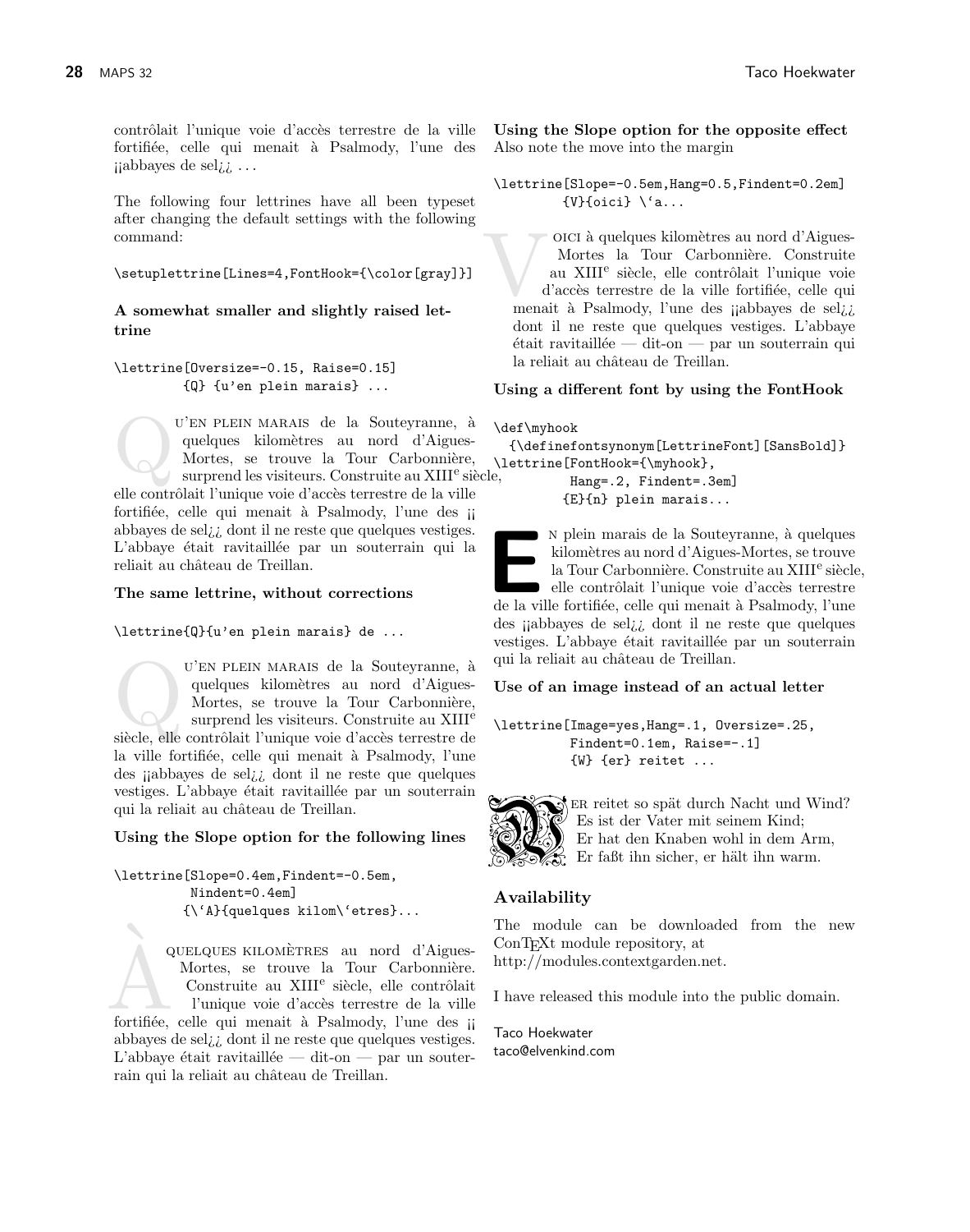contrôlait l'unique voie d'accès terrestre de la ville fortifiée, celle qui menait à Psalmody, l'une des ¡¡abbayes de sel¿¿ ...

The following four lettrines have all been typeset after changing the default settings with the following command:

```
\setuplettrine[Lines=4,FontHook={\color[gray]}]
```

### A somewhat smaller and slightly raised lettrine

```
\lettrine[Oversize=-0.15, Raise=0.15]
        {Q} {u'en plein marais} ...
```

Qu'en plein marais de la Souteyranne, à quelques kilomètres au nord d'Aigues-Mortes, se trouve la Tour Carbonnière, surprend les visiteurs. Construite au XIII^e siècle, elle contrôlait l'unique voie d'accès terrestre de la ville fortifiée, celle qui menait à Psalmody, l'une des ¡¡ abbayes de sel¿¿ dont il ne reste que quelques vestiges. L'abbaye était ravitaillée par un souterrain qui la reliait au château de Treillan.

### The same lettrine, without corrections

```
\lettrine{Q}{u'en plein marais} de ...
```

Qu'en plein marais de la Souteyranne, à quelques kilomètres au nord d'Aigues-Mortes, se trouve la Tour Carbonnière, surprend les visiteurs. Construite au XIII^e siècle, elle contrôlait l'unique voie d'accès terrestre de la ville fortifiée, celle qui menait à Psalmody, l'une des ¡¡abbayes de sel¿¿ dont il ne reste que quelques vestiges. L'abbaye était ravitaillée par un souterrain qui la reliait au château de Treillan.

### Using the Slope option for the following lines

```
\lettrine[Slope=0.4em,Findent=-0.5em,
         Nindent=0.4em]
        {\'A}{quelques kilom\`etres}...
```

À quelques kilomètres au nord d'Aigues-Mortes, se trouve la Tour Carbonnière. Construite au XIII^e siècle, elle contrôlait l'unique voie d'accès terrestre de la ville fortifiée, celle qui menait à Psalmody, l'une des ¡¡ abbayes de sel¿¿ dont il ne reste que quelques vestiges. L'abbaye était ravitaillée — dit-on — par un souterrain qui la reliait au château de Treillan.

### Using the Slope option for the opposite effect

Also note the move into the margin

```
\lettrine[Slope=-0.5em,Hang=0.5,Findent=0.2em]
        {V}{oici} \'a...
```

Voici à quelques kilomètres au nord d'Aigues-Mortes la Tour Carbonnière. Construite au XIII^e siècle, elle contrôlait l'unique voie d'accès terrestre de la ville fortifiée, celle qui menait à Psalmody, l'une des ¡¡abbayes de sel¿¿ dont il ne reste que quelques vestiges. L'abbaye était ravitaillée — dit-on — par un souterrain qui la reliait au château de Treillan.

### Using a different font by using the FontHook

```
\def\myhook
  {\definefontsynonym[LettrineFont][SansBold]}
\lettrine[FontHook={\myhook},
         Hang=.2, Findent=.3em]
        {E}{n} plein marais...
```

En plein marais de la Souteyranne, à quelques kilomètres au nord d'Aigues-Mortes, se trouve la Tour Carbonnière. Construite au XIII^e siècle, elle contrôlait l'unique voie d'accès terrestre de la ville fortifiée, celle qui menait à Psalmody, l'une des ¡¡abbayes de sel¿¿ dont il ne reste que quelques vestiges. L'abbaye était ravitaillée par un souterrain qui la reliait au château de Treillan.

### Use of an image instead of an actual letter

```
\lettrine[Image=yes,Hang=.1, Oversize=.25,
         Findent=0.1em, Raise=-.1]
        {W} {er} reitet ...
```

Wer reitet so spät durch Nacht und Wind?
Es ist der Vater mit seinem Kind;
Er hat den Knaben wohl in dem Arm,
Er faßt ihn sicher, er hält ihn warm.

## Availability

The module can be downloaded from the new ConTEXt module repository, at http://modules.contextgarden.net.

I have released this module into the public domain.

Taco Hoekwater
taco@elvenkind.com